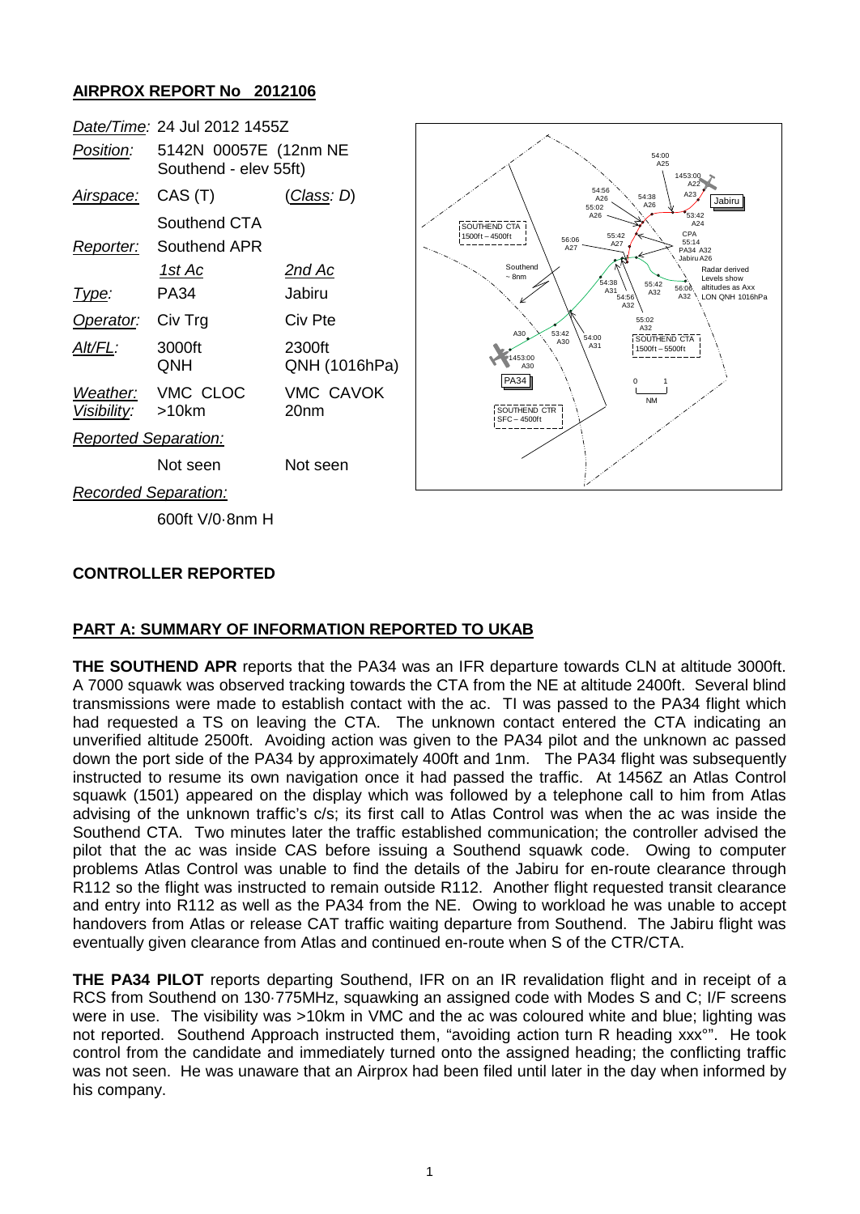## AIRPROX REPORT No 2012106

| | | |
|---|---|---|
| *Date/Time:* | 24 Jul 2012 1455Z | |
| *Position:* | 5142N 00057E (12nm NE Southend - elev 55ft) | |
| *Airspace:* | CAS (T) | (*Class: D*) |
| | Southend CTA | |
| *Reporter:* | Southend APR | |
| | *1st Ac* | *2nd Ac* |
| *Type:* | PA34 | Jabiru |
| *Operator:* | Civ Trg | Civ Pte |
| *Alt/FL:* | 3000ft QNH | 2300ft QNH (1016hPa) |
| *Weather:* *Visibility:* | VMC CLOC >10km | VMC CAVOK 20nm |
| *Reported Separation:* | | |
| | Not seen | Not seen |
| *Recorded Separation:* | | |
| | 600ft V/0·8nm H | |

### CONTROLLER REPORTED

### PART A: SUMMARY OF INFORMATION REPORTED TO UKAB

**THE SOUTHEND APR** reports that the PA34 was an IFR departure towards CLN at altitude 3000ft. A 7000 squawk was observed tracking towards the CTA from the NE at altitude 2400ft. Several blind transmissions were made to establish contact with the ac. TI was passed to the PA34 flight which had requested a TS on leaving the CTA. The unknown contact entered the CTA indicating an unverified altitude 2500ft. Avoiding action was given to the PA34 pilot and the unknown ac passed down the port side of the PA34 by approximately 400ft and 1nm. The PA34 flight was subsequently instructed to resume its own navigation once it had passed the traffic. At 1456Z an Atlas Control squawk (1501) appeared on the display which was followed by a telephone call to him from Atlas advising of the unknown traffic's c/s; its first call to Atlas Control was when the ac was inside the Southend CTA. Two minutes later the traffic established communication; the controller advised the pilot that the ac was inside CAS before issuing a Southend squawk code. Owing to computer problems Atlas Control was unable to find the details of the Jabiru for en-route clearance through R112 so the flight was instructed to remain outside R112. Another flight requested transit clearance and entry into R112 as well as the PA34 from the NE. Owing to workload he was unable to accept handovers from Atlas or release CAT traffic waiting departure from Southend. The Jabiru flight was eventually given clearance from Atlas and continued en-route when S of the CTR/CTA.

**THE PA34 PILOT** reports departing Southend, IFR on an IR revalidation flight and in receipt of a RCS from Southend on 130·775MHz, squawking an assigned code with Modes S and C; I/F screens were in use. The visibility was >10km in VMC and the ac was coloured white and blue; lighting was not reported. Southend Approach instructed them, "avoiding action turn R heading xxx°". He took control from the candidate and immediately turned onto the assigned heading; the conflicting traffic was not seen. He was unaware that an Airprox had been filed until later in the day when informed by his company.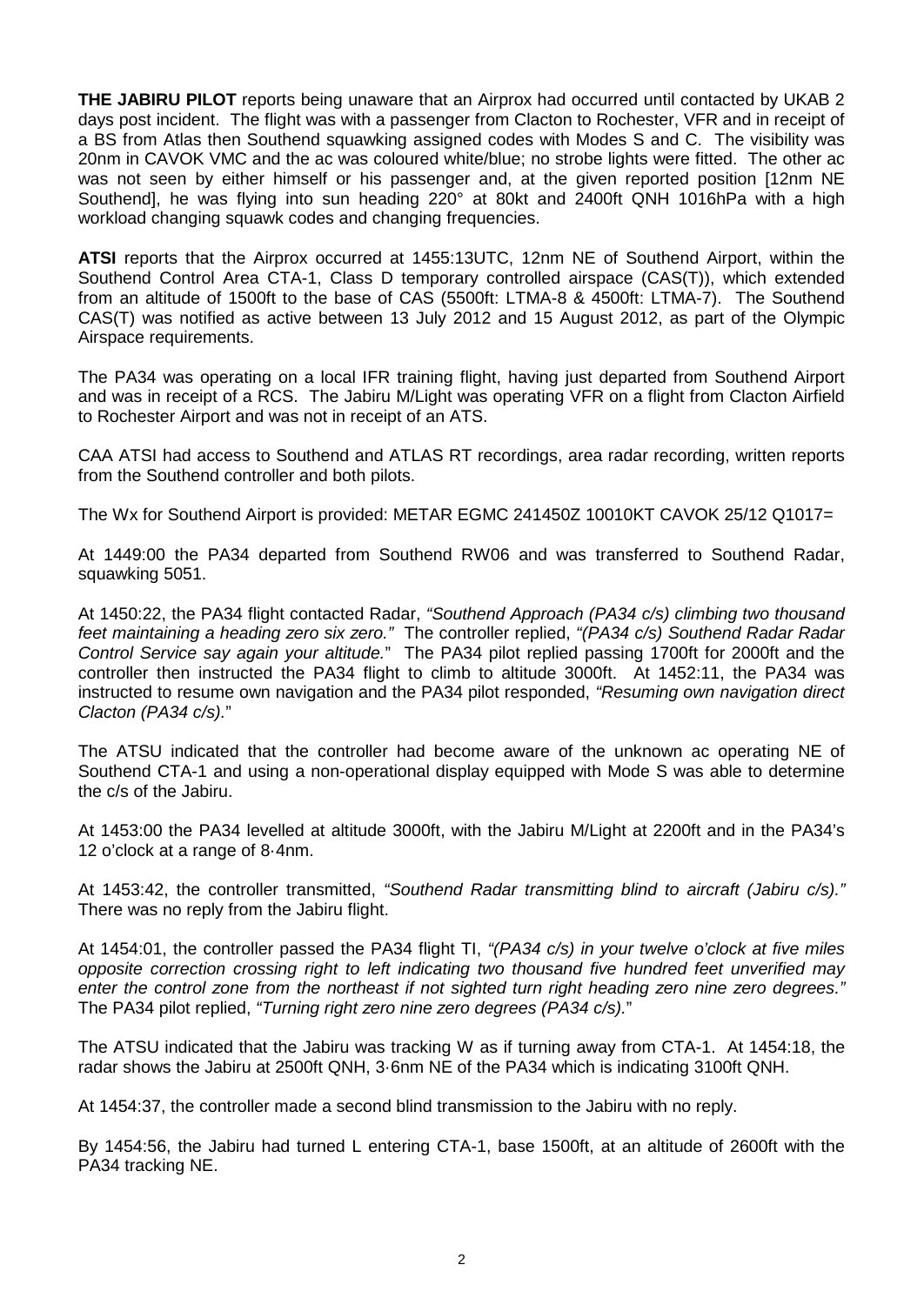**THE JABIRU PILOT** reports being unaware that an Airprox had occurred until contacted by UKAB 2 days post incident. The flight was with a passenger from Clacton to Rochester, VFR and in receipt of a BS from Atlas then Southend squawking assigned codes with Modes S and C. The visibility was 20nm in CAVOK VMC and the ac was coloured white/blue; no strobe lights were fitted. The other ac was not seen by either himself or his passenger and, at the given reported position [12nm NE Southend], he was flying into sun heading 220° at 80kt and 2400ft QNH 1016hPa with a high workload changing squawk codes and changing frequencies.

**ATSI** reports that the Airprox occurred at 1455:13UTC, 12nm NE of Southend Airport, within the Southend Control Area CTA-1, Class D temporary controlled airspace (CAS(T)), which extended from an altitude of 1500ft to the base of CAS (5500ft: LTMA-8 & 4500ft: LTMA-7). The Southend CAS(T) was notified as active between 13 July 2012 and 15 August 2012, as part of the Olympic Airspace requirements.

The PA34 was operating on a local IFR training flight, having just departed from Southend Airport and was in receipt of a RCS. The Jabiru M/Light was operating VFR on a flight from Clacton Airfield to Rochester Airport and was not in receipt of an ATS.

CAA ATSI had access to Southend and ATLAS RT recordings, area radar recording, written reports from the Southend controller and both pilots.

The Wx for Southend Airport is provided: METAR EGMC 241450Z 10010KT CAVOK 25/12 Q1017=

At 1449:00 the PA34 departed from Southend RW06 and was transferred to Southend Radar, squawking 5051.

At 1450:22, the PA34 flight contacted Radar, *"Southend Approach (PA34 c/s) climbing two thousand feet maintaining a heading zero six zero."* The controller replied, *"(PA34 c/s) Southend Radar Radar Control Service say again your altitude."* The PA34 pilot replied passing 1700ft for 2000ft and the controller then instructed the PA34 flight to climb to altitude 3000ft. At 1452:11, the PA34 was instructed to resume own navigation and the PA34 pilot responded, *"Resuming own navigation direct Clacton (PA34 c/s)."*

The ATSU indicated that the controller had become aware of the unknown ac operating NE of Southend CTA-1 and using a non-operational display equipped with Mode S was able to determine the c/s of the Jabiru.

At 1453:00 the PA34 levelled at altitude 3000ft, with the Jabiru M/Light at 2200ft and in the PA34's 12 o'clock at a range of 8·4nm.

At 1453:42, the controller transmitted, *"Southend Radar transmitting blind to aircraft (Jabiru c/s)."* There was no reply from the Jabiru flight.

At 1454:01, the controller passed the PA34 flight TI, *"(PA34 c/s) in your twelve o'clock at five miles opposite correction crossing right to left indicating two thousand five hundred feet unverified may enter the control zone from the northeast if not sighted turn right heading zero nine zero degrees."* The PA34 pilot replied, *"Turning right zero nine zero degrees (PA34 c/s)."*

The ATSU indicated that the Jabiru was tracking W as if turning away from CTA-1. At 1454:18, the radar shows the Jabiru at 2500ft QNH, 3·6nm NE of the PA34 which is indicating 3100ft QNH.

At 1454:37, the controller made a second blind transmission to the Jabiru with no reply.

By 1454:56, the Jabiru had turned L entering CTA-1, base 1500ft, at an altitude of 2600ft with the PA34 tracking NE.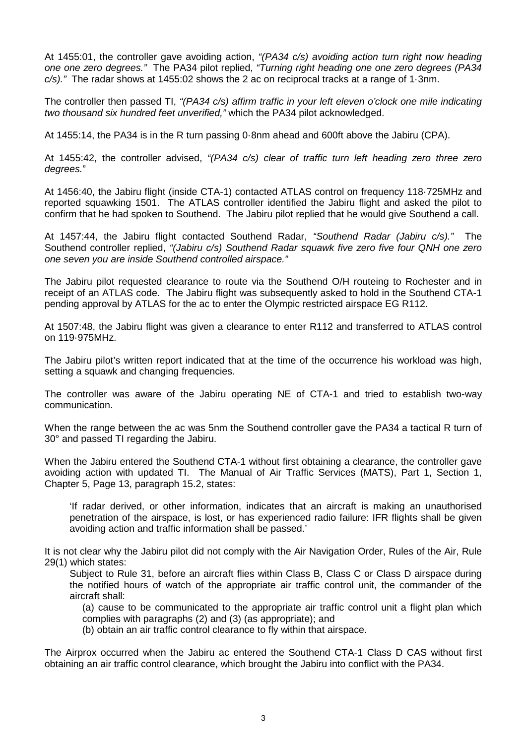At 1455:01, the controller gave avoiding action, *"(PA34 c/s) avoiding action turn right now heading one one zero degrees."* The PA34 pilot replied, *"Turning right heading one one zero degrees (PA34 c/s)."* The radar shows at 1455:02 shows the 2 ac on reciprocal tracks at a range of 1·3nm.

The controller then passed TI, *"(PA34 c/s) affirm traffic in your left eleven o'clock one mile indicating two thousand six hundred feet unverified,"* which the PA34 pilot acknowledged.

At 1455:14, the PA34 is in the R turn passing 0·8nm ahead and 600ft above the Jabiru (CPA).

At 1455:42, the controller advised, *"(PA34 c/s) clear of traffic turn left heading zero three zero degrees."*

At 1456:40, the Jabiru flight (inside CTA-1) contacted ATLAS control on frequency 118·725MHz and reported squawking 1501. The ATLAS controller identified the Jabiru flight and asked the pilot to confirm that he had spoken to Southend. The Jabiru pilot replied that he would give Southend a call.

At 1457:44, the Jabiru flight contacted Southend Radar, *"Southend Radar (Jabiru c/s)."* The Southend controller replied, *"(Jabiru c/s) Southend Radar squawk five zero five four QNH one zero one seven you are inside Southend controlled airspace."*

The Jabiru pilot requested clearance to route via the Southend O/H routeing to Rochester and in receipt of an ATLAS code. The Jabiru flight was subsequently asked to hold in the Southend CTA-1 pending approval by ATLAS for the ac to enter the Olympic restricted airspace EG R112.

At 1507:48, the Jabiru flight was given a clearance to enter R112 and transferred to ATLAS control on 119·975MHz.

The Jabiru pilot's written report indicated that at the time of the occurrence his workload was high, setting a squawk and changing frequencies.

The controller was aware of the Jabiru operating NE of CTA-1 and tried to establish two-way communication.

When the range between the ac was 5nm the Southend controller gave the PA34 a tactical R turn of 30° and passed TI regarding the Jabiru.

When the Jabiru entered the Southend CTA-1 without first obtaining a clearance, the controller gave avoiding action with updated TI. The Manual of Air Traffic Services (MATS), Part 1, Section 1, Chapter 5, Page 13, paragraph 15.2, states:

> 'If radar derived, or other information, indicates that an aircraft is making an unauthorised penetration of the airspace, is lost, or has experienced radio failure: IFR flights shall be given avoiding action and traffic information shall be passed.'

It is not clear why the Jabiru pilot did not comply with the Air Navigation Order, Rules of the Air, Rule 29(1) which states:

> Subject to Rule 31, before an aircraft flies within Class B, Class C or Class D airspace during the notified hours of watch of the appropriate air traffic control unit, the commander of the aircraft shall:
>
> (a) cause to be communicated to the appropriate air traffic control unit a flight plan which complies with paragraphs (2) and (3) (as appropriate); and
>
> (b) obtain an air traffic control clearance to fly within that airspace.

The Airprox occurred when the Jabiru ac entered the Southend CTA-1 Class D CAS without first obtaining an air traffic control clearance, which brought the Jabiru into conflict with the PA34.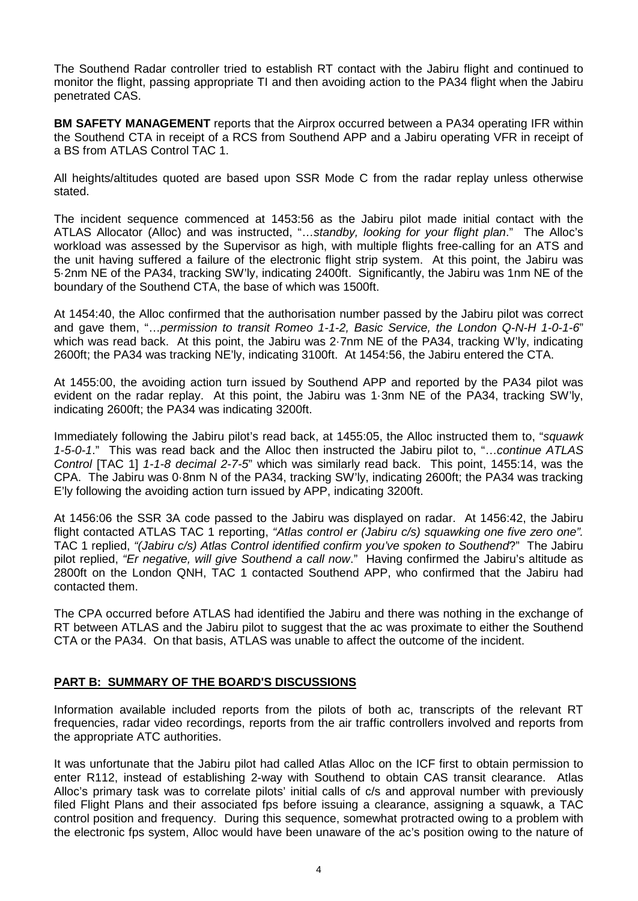The Southend Radar controller tried to establish RT contact with the Jabiru flight and continued to monitor the flight, passing appropriate TI and then avoiding action to the PA34 flight when the Jabiru penetrated CAS.

**BM SAFETY MANAGEMENT** reports that the Airprox occurred between a PA34 operating IFR within the Southend CTA in receipt of a RCS from Southend APP and a Jabiru operating VFR in receipt of a BS from ATLAS Control TAC 1.

All heights/altitudes quoted are based upon SSR Mode C from the radar replay unless otherwise stated.

The incident sequence commenced at 1453:56 as the Jabiru pilot made initial contact with the ATLAS Allocator (Alloc) and was instructed, "…*standby, looking for your flight plan*." The Alloc's workload was assessed by the Supervisor as high, with multiple flights free-calling for an ATS and the unit having suffered a failure of the electronic flight strip system. At this point, the Jabiru was 5·2nm NE of the PA34, tracking SW'ly, indicating 2400ft. Significantly, the Jabiru was 1nm NE of the boundary of the Southend CTA, the base of which was 1500ft.

At 1454:40, the Alloc confirmed that the authorisation number passed by the Jabiru pilot was correct and gave them, "…*permission to transit Romeo 1-1-2, Basic Service, the London Q-N-H 1-0-1-6*" which was read back. At this point, the Jabiru was 2·7nm NE of the PA34, tracking W'ly, indicating 2600ft; the PA34 was tracking NE'ly, indicating 3100ft. At 1454:56, the Jabiru entered the CTA.

At 1455:00, the avoiding action turn issued by Southend APP and reported by the PA34 pilot was evident on the radar replay. At this point, the Jabiru was 1·3nm NE of the PA34, tracking SW'ly, indicating 2600ft; the PA34 was indicating 3200ft.

Immediately following the Jabiru pilot's read back, at 1455:05, the Alloc instructed them to, "*squawk 1-5-0-1*." This was read back and the Alloc then instructed the Jabiru pilot to, "…*continue ATLAS Control* [TAC 1] *1-1-8 decimal 2-7-5*" which was similarly read back. This point, 1455:14, was the CPA. The Jabiru was 0·8nm N of the PA34, tracking SW'ly, indicating 2600ft; the PA34 was tracking E'ly following the avoiding action turn issued by APP, indicating 3200ft.

At 1456:06 the SSR 3A code passed to the Jabiru was displayed on radar. At 1456:42, the Jabiru flight contacted ATLAS TAC 1 reporting, *"Atlas control er (Jabiru c/s) squawking one five zero one".* TAC 1 replied, *"(Jabiru c/s) Atlas Control identified confirm you've spoken to Southend*?" The Jabiru pilot replied, *"Er negative, will give Southend a call now*." Having confirmed the Jabiru's altitude as 2800ft on the London QNH, TAC 1 contacted Southend APP, who confirmed that the Jabiru had contacted them.

The CPA occurred before ATLAS had identified the Jabiru and there was nothing in the exchange of RT between ATLAS and the Jabiru pilot to suggest that the ac was proximate to either the Southend CTA or the PA34. On that basis, ATLAS was unable to affect the outcome of the incident.

## PART B: SUMMARY OF THE BOARD'S DISCUSSIONS

Information available included reports from the pilots of both ac, transcripts of the relevant RT frequencies, radar video recordings, reports from the air traffic controllers involved and reports from the appropriate ATC authorities.

It was unfortunate that the Jabiru pilot had called Atlas Alloc on the ICF first to obtain permission to enter R112, instead of establishing 2-way with Southend to obtain CAS transit clearance. Atlas Alloc's primary task was to correlate pilots' initial calls of c/s and approval number with previously filed Flight Plans and their associated fps before issuing a clearance, assigning a squawk, a TAC control position and frequency. During this sequence, somewhat protracted owing to a problem with the electronic fps system, Alloc would have been unaware of the ac's position owing to the nature of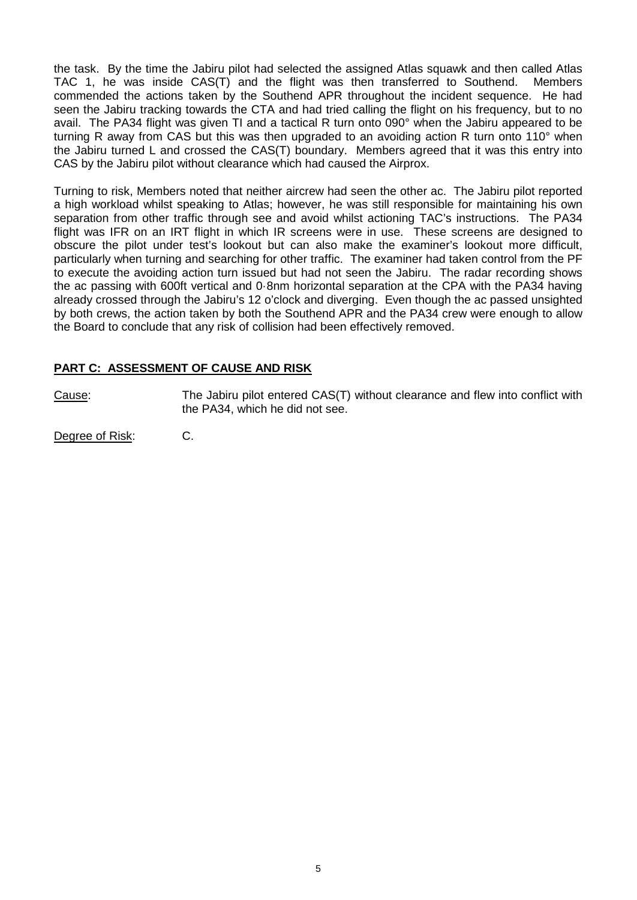the task. By the time the Jabiru pilot had selected the assigned Atlas squawk and then called Atlas TAC 1, he was inside CAS(T) and the flight was then transferred to Southend. Members commended the actions taken by the Southend APR throughout the incident sequence. He had seen the Jabiru tracking towards the CTA and had tried calling the flight on his frequency, but to no avail. The PA34 flight was given TI and a tactical R turn onto 090° when the Jabiru appeared to be turning R away from CAS but this was then upgraded to an avoiding action R turn onto 110° when the Jabiru turned L and crossed the CAS(T) boundary. Members agreed that it was this entry into CAS by the Jabiru pilot without clearance which had caused the Airprox.

Turning to risk, Members noted that neither aircrew had seen the other ac. The Jabiru pilot reported a high workload whilst speaking to Atlas; however, he was still responsible for maintaining his own separation from other traffic through see and avoid whilst actioning TAC's instructions. The PA34 flight was IFR on an IRT flight in which IR screens were in use. These screens are designed to obscure the pilot under test's lookout but can also make the examiner's lookout more difficult, particularly when turning and searching for other traffic. The examiner had taken control from the PF to execute the avoiding action turn issued but had not seen the Jabiru. The radar recording shows the ac passing with 600ft vertical and 0·8nm horizontal separation at the CPA with the PA34 having already crossed through the Jabiru's 12 o'clock and diverging. Even though the ac passed unsighted by both crews, the action taken by both the Southend APR and the PA34 crew were enough to allow the Board to conclude that any risk of collision had been effectively removed.

## PART C: ASSESSMENT OF CAUSE AND RISK

Cause: The Jabiru pilot entered CAS(T) without clearance and flew into conflict with the PA34, which he did not see.

Degree of Risk: C.